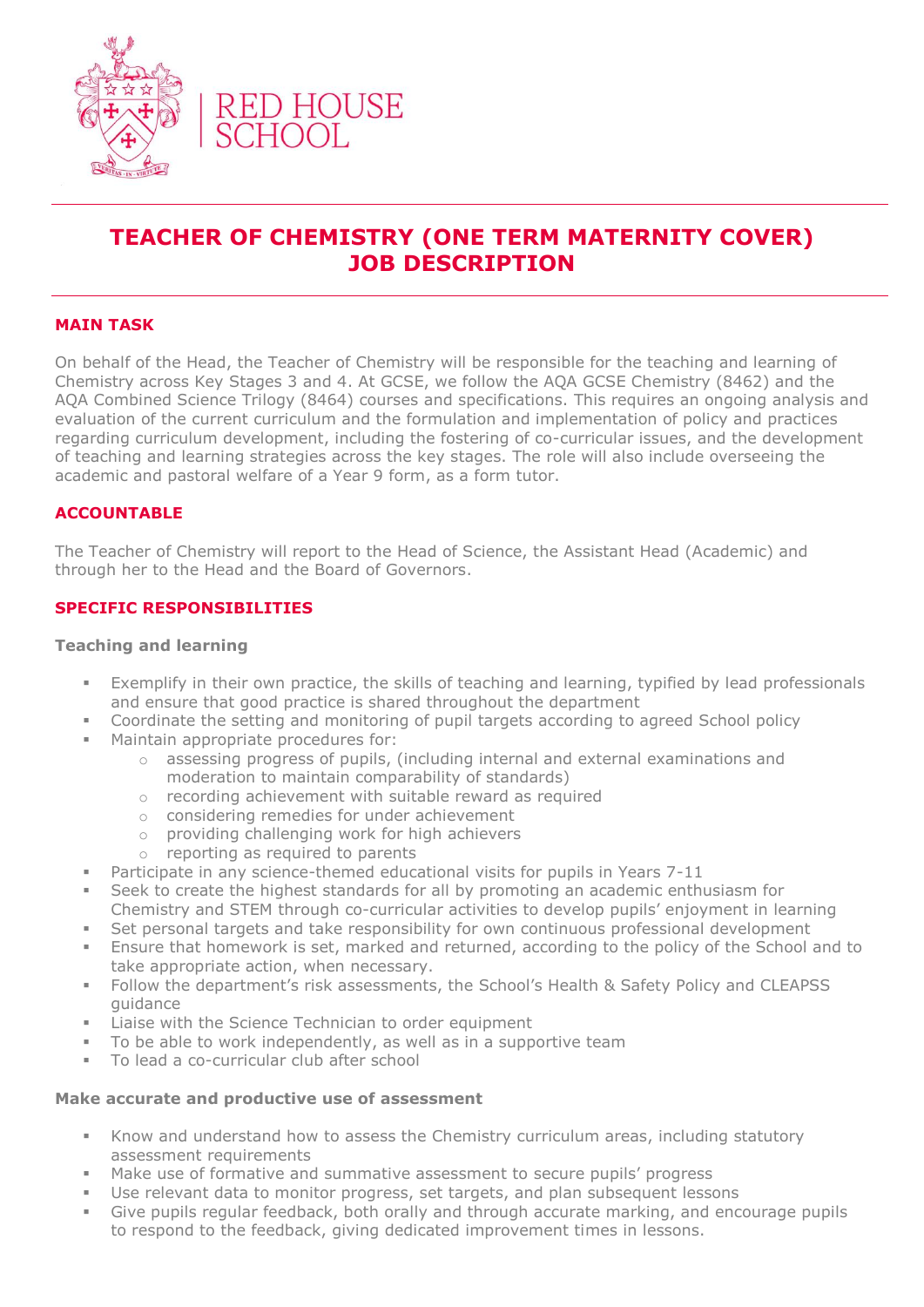RED HOUSE SCHOOL

# TEACHER OF CHEMISTRY (ONE TERM MATERNITY COVER) JOB DESCRIPTION

## MAIN TASK

On behalf of the Head, the Teacher of Chemistry will be responsible for the teaching and learning of Chemistry across Key Stages 3 and 4. At GCSE, we follow the AQA GCSE Chemistry (8462) and the AQA Combined Science Trilogy (8464) courses and specifications. This requires an ongoing analysis and evaluation of the current curriculum and the formulation and implementation of policy and practices regarding curriculum development, including the fostering of co-curricular issues, and the development of teaching and learning strategies across the key stages. The role will also include overseeing the academic and pastoral welfare of a Year 9 form, as a form tutor.

## ACCOUNTABLE

The Teacher of Chemistry will report to the Head of Science, the Assistant Head (Academic) and through her to the Head and the Board of Governors.

## SPECIFIC RESPONSIBILITIES

### Teaching and learning

- Exemplify in their own practice, the skills of teaching and learning, typified by lead professionals and ensure that good practice is shared throughout the department
- Coordinate the setting and monitoring of pupil targets according to agreed School policy
- Maintain appropriate procedures for:
  - assessing progress of pupils, (including internal and external examinations and moderation to maintain comparability of standards)
  - recording achievement with suitable reward as required
  - considering remedies for under achievement
  - providing challenging work for high achievers
  - reporting as required to parents
- Participate in any science-themed educational visits for pupils in Years 7-11
- Seek to create the highest standards for all by promoting an academic enthusiasm for Chemistry and STEM through co-curricular activities to develop pupils' enjoyment in learning
- Set personal targets and take responsibility for own continuous professional development
- Ensure that homework is set, marked and returned, according to the policy of the School and to take appropriate action, when necessary.
- Follow the department's risk assessments, the School's Health & Safety Policy and CLEAPSS guidance
- Liaise with the Science Technician to order equipment
- To be able to work independently, as well as in a supportive team
- To lead a co-curricular club after school

### Make accurate and productive use of assessment

- Know and understand how to assess the Chemistry curriculum areas, including statutory assessment requirements
- Make use of formative and summative assessment to secure pupils' progress
- Use relevant data to monitor progress, set targets, and plan subsequent lessons
- Give pupils regular feedback, both orally and through accurate marking, and encourage pupils to respond to the feedback, giving dedicated improvement times in lessons.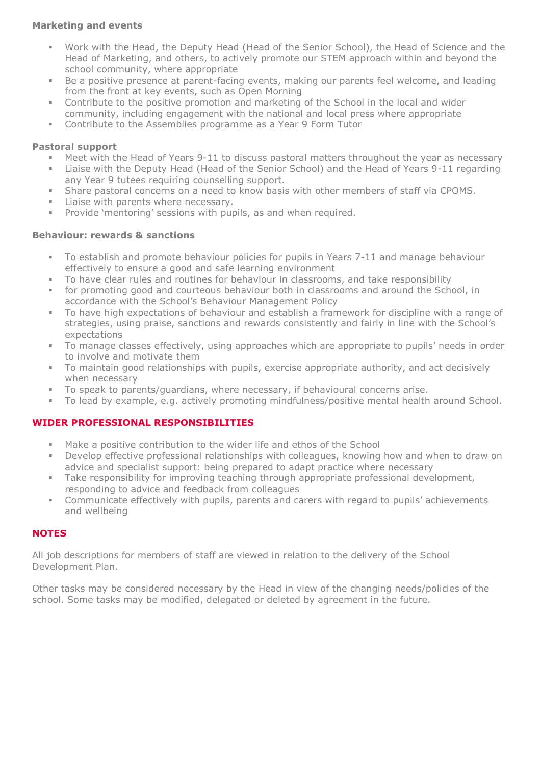### Marketing and events

- Work with the Head, the Deputy Head (Head of the Senior School), the Head of Science and the Head of Marketing, and others, to actively promote our STEM approach within and beyond the school community, where appropriate
- Be a positive presence at parent-facing events, making our parents feel welcome, and leading from the front at key events, such as Open Morning
- Contribute to the positive promotion and marketing of the School in the local and wider community, including engagement with the national and local press where appropriate
- Contribute to the Assemblies programme as a Year 9 Form Tutor

### Pastoral support

- Meet with the Head of Years 9-11 to discuss pastoral matters throughout the year as necessary
- Liaise with the Deputy Head (Head of the Senior School) and the Head of Years 9-11 regarding any Year 9 tutees requiring counselling support.
- Share pastoral concerns on a need to know basis with other members of staff via CPOMS.
- Liaise with parents where necessary.
- Provide 'mentoring' sessions with pupils, as and when required.

### Behaviour: rewards & sanctions

- To establish and promote behaviour policies for pupils in Years 7-11 and manage behaviour effectively to ensure a good and safe learning environment
- To have clear rules and routines for behaviour in classrooms, and take responsibility
- for promoting good and courteous behaviour both in classrooms and around the School, in accordance with the School's Behaviour Management Policy
- To have high expectations of behaviour and establish a framework for discipline with a range of strategies, using praise, sanctions and rewards consistently and fairly in line with the School's expectations
- To manage classes effectively, using approaches which are appropriate to pupils' needs in order to involve and motivate them
- To maintain good relationships with pupils, exercise appropriate authority, and act decisively when necessary
- To speak to parents/guardians, where necessary, if behavioural concerns arise.
- To lead by example, e.g. actively promoting mindfulness/positive mental health around School.

## WIDER PROFESSIONAL RESPONSIBILITIES

- Make a positive contribution to the wider life and ethos of the School
- Develop effective professional relationships with colleagues, knowing how and when to draw on advice and specialist support: being prepared to adapt practice where necessary
- Take responsibility for improving teaching through appropriate professional development, responding to advice and feedback from colleagues
- Communicate effectively with pupils, parents and carers with regard to pupils' achievements and wellbeing

## NOTES

All job descriptions for members of staff are viewed in relation to the delivery of the School Development Plan.

Other tasks may be considered necessary by the Head in view of the changing needs/policies of the school. Some tasks may be modified, delegated or deleted by agreement in the future.